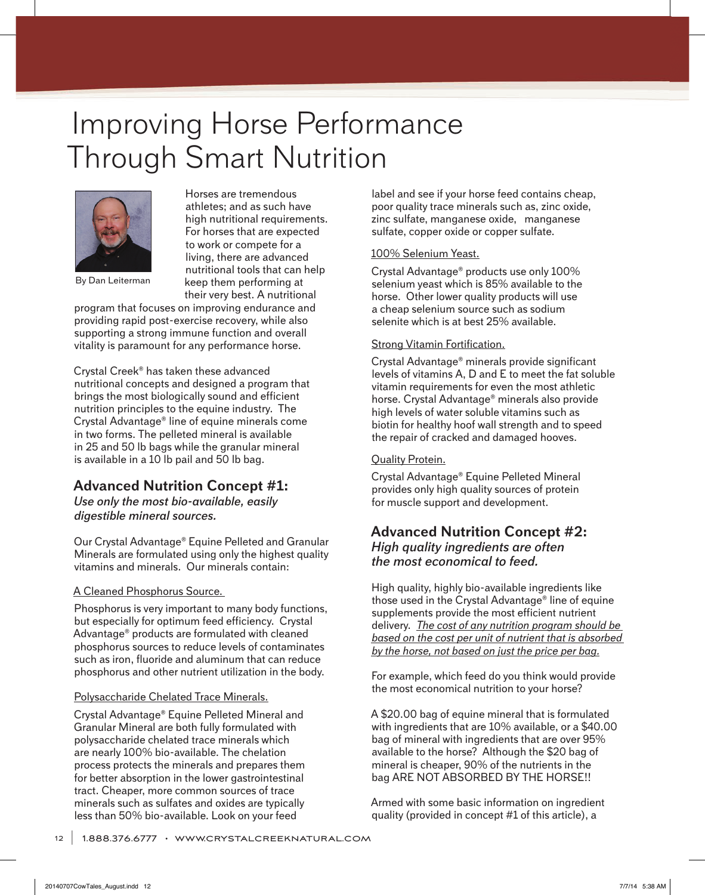# Improving Horse Performance Through Smart Nutrition

By Dan Leiterman

Horses are tremendous athletes; and as such have high nutritional requirements. For horses that are expected to work or compete for a living, there are advanced nutritional tools that can help keep them performing at their very best. A nutritional program that focuses on improving endurance and providing rapid post-exercise recovery, while also supporting a strong immune function and overall vitality is paramount for any performance horse.

Crystal Creek® has taken these advanced nutritional concepts and designed a program that brings the most biologically sound and efficient nutrition principles to the equine industry. The Crystal Advantage® line of equine minerals come in two forms. The pelleted mineral is available in 25 and 50 lb bags while the granular mineral is available in a 10 lb pail and 50 lb bag.

## Advanced Nutrition Concept #1:

***Use only the most bio-available, easily digestible mineral sources.***

Our Crystal Advantage® Equine Pelleted and Granular Minerals are formulated using only the highest quality vitamins and minerals. Our minerals contain:

A Cleaned Phosphorus Source.

Phosphorus is very important to many body functions, but especially for optimum feed efficiency. Crystal Advantage® products are formulated with cleaned phosphorus sources to reduce levels of contaminates such as iron, fluoride and aluminum that can reduce phosphorus and other nutrient utilization in the body.

Polysaccharide Chelated Trace Minerals.

Crystal Advantage® Equine Pelleted Mineral and Granular Mineral are both fully formulated with polysaccharide chelated trace minerals which are nearly 100% bio-available. The chelation process protects the minerals and prepares them for better absorption in the lower gastrointestinal tract. Cheaper, more common sources of trace minerals such as sulfates and oxides are typically less than 50% bio-available. Look on your feed label and see if your horse feed contains cheap, poor quality trace minerals such as, zinc oxide, zinc sulfate, manganese oxide, manganese sulfate, copper oxide or copper sulfate.

100% Selenium Yeast.

Crystal Advantage® products use only 100% selenium yeast which is 85% available to the horse. Other lower quality products will use a cheap selenium source such as sodium selenite which is at best 25% available.

Strong Vitamin Fortification.

Crystal Advantage® minerals provide significant levels of vitamins A, D and E to meet the fat soluble vitamin requirements for even the most athletic horse. Crystal Advantage® minerals also provide high levels of water soluble vitamins such as biotin for healthy hoof wall strength and to speed the repair of cracked and damaged hooves.

Quality Protein.

Crystal Advantage® Equine Pelleted Mineral provides only high quality sources of protein for muscle support and development.

## Advanced Nutrition Concept #2:

***High quality ingredients are often the most economical to feed.***

High quality, highly bio-available ingredients like those used in the Crystal Advantage® line of equine supplements provide the most efficient nutrient delivery. *The cost of any nutrition program should be based on the cost per unit of nutrient that is absorbed by the horse, not based on just the price per bag.*

For example, which feed do you think would provide the most economical nutrition to your horse?

A $20.00 bag of equine mineral that is formulated with ingredients that are 10% available, or a $40.00 bag of mineral with ingredients that are over 95% available to the horse? Although the $20 bag of mineral is cheaper, 90% of the nutrients in the bag ARE NOT ABSORBED BY THE HORSE!!

Armed with some basic information on ingredient quality (provided in concept #1 of this article), a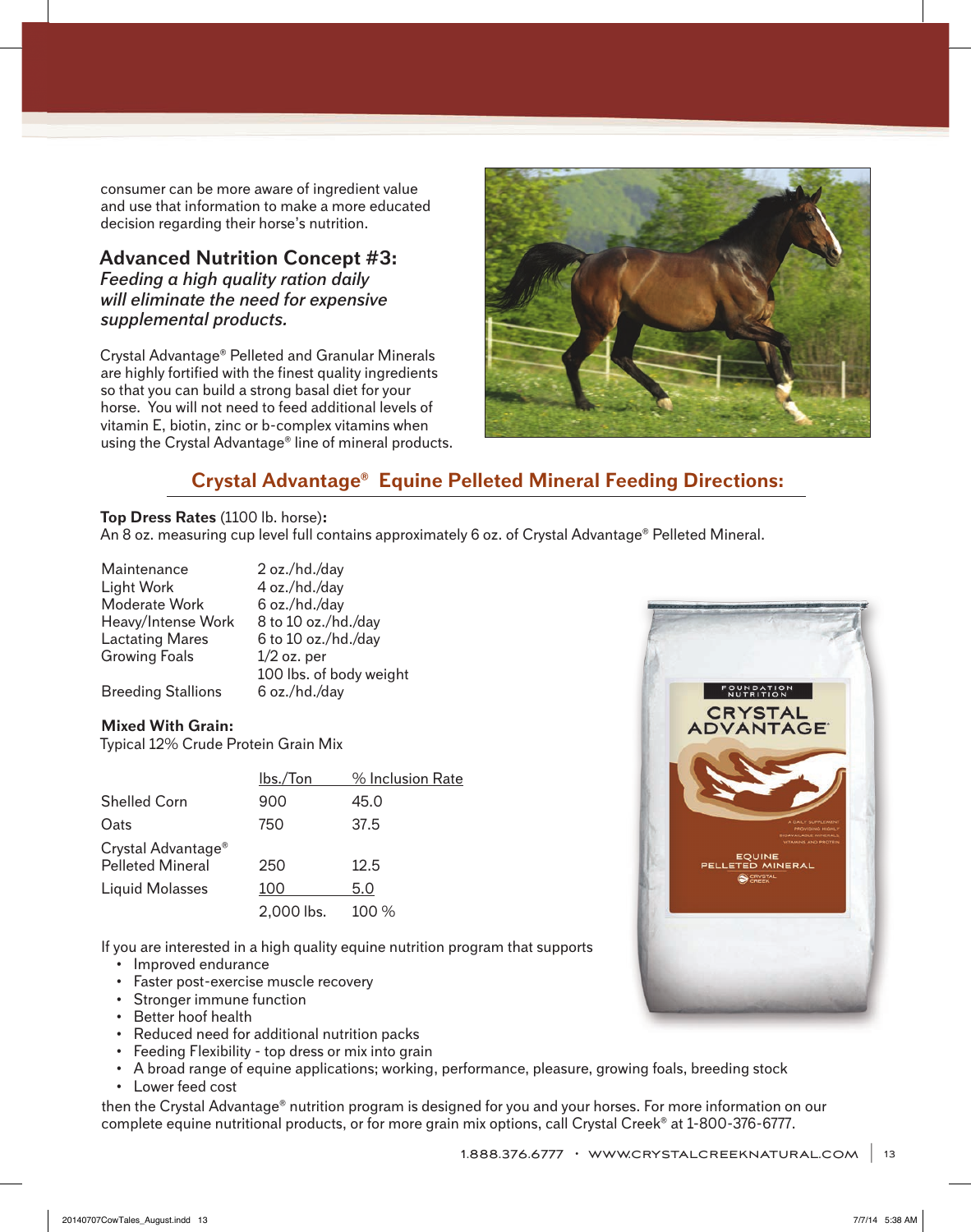consumer can be more aware of ingredient value and use that information to make a more educated decision regarding their horse's nutrition.

## Advanced Nutrition Concept #3:

***Feeding a high quality ration daily will eliminate the need for expensive supplemental products.***

Crystal Advantage® Pelleted and Granular Minerals are highly fortified with the finest quality ingredients so that you can build a strong basal diet for your horse. You will not need to feed additional levels of vitamin E, biotin, zinc or b-complex vitamins when using the Crystal Advantage® line of mineral products.

## Crystal Advantage® Equine Pelleted Mineral Feeding Directions:

**Top Dress Rates** (1100 lb. horse)**:**
An 8 oz. measuring cup level full contains approximately 6 oz. of Crystal Advantage® Pelleted Mineral.

| | |
|---|---|
| Maintenance | 2 oz./hd./day |
| Light Work | 4 oz./hd./day |
| Moderate Work | 6 oz./hd./day |
| Heavy/Intense Work | 8 to 10 oz./hd./day |
| Lactating Mares | 6 to 10 oz./hd./day |
| Growing Foals | 1/2 oz. per 100 lbs. of body weight |
| Breeding Stallions | 6 oz./hd./day |

**Mixed With Grain:**
Typical 12% Crude Protein Grain Mix

| | lbs./Ton | % Inclusion Rate |
|---|---|---|
| Shelled Corn | 900 | 45.0 |
| Oats | 750 | 37.5 |
| Crystal Advantage® Pelleted Mineral | 250 | 12.5 |
| Liquid Molasses | 100 | 5.0 |
| | 2,000 lbs. | 100 % |

If you are interested in a high quality equine nutrition program that supports

- Improved endurance
- Faster post-exercise muscle recovery
- Stronger immune function
- Better hoof health
- Reduced need for additional nutrition packs
- Feeding Flexibility - top dress or mix into grain
- A broad range of equine applications; working, performance, pleasure, growing foals, breeding stock
- Lower feed cost

then the Crystal Advantage® nutrition program is designed for you and your horses. For more information on our complete equine nutritional products, or for more grain mix options, call Crystal Creek® at 1-800-376-6777.

1.888.376.6777 • WWW.CRYSTALCREEKNATURAL.COM